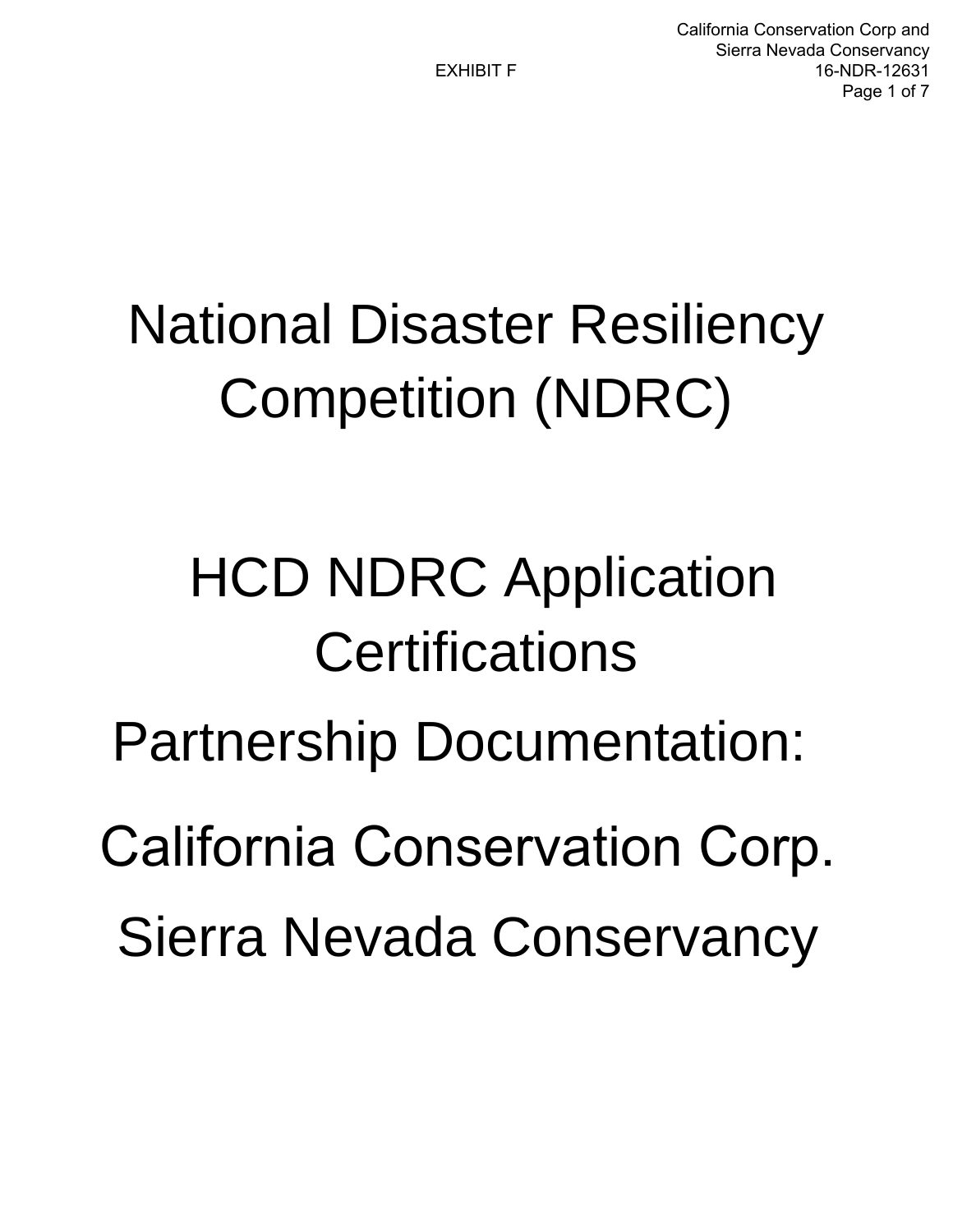# National Disaster Resiliency Competition (NDRC)

## HCD NDRC Application Certifications

## Partnership Documentation:

## California Conservation Corp.

## Sierra Nevada Conservancy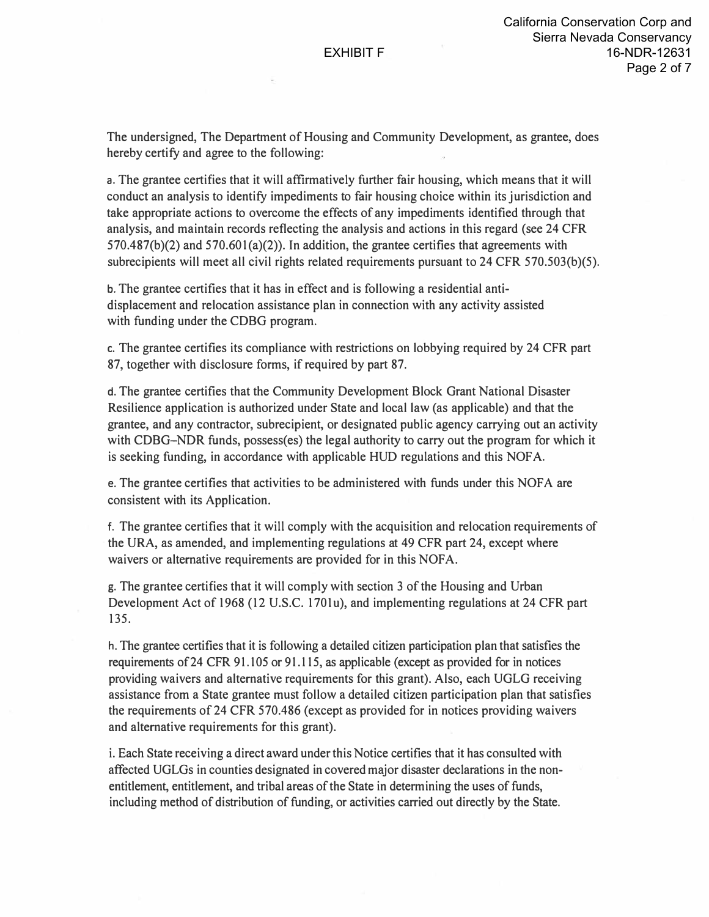EXHIBIT F

The undersigned, The Department of Housing and Community Development, as grantee, does hereby certify and agree to the following:

a. The grantee certifies that it will affirmatively further fair housing, which means that it will conduct an analysis to identify impediments to fair housing choice within its jurisdiction and take appropriate actions to overcome the effects of any impediments identified through that analysis, and maintain records reflecting the analysis and actions in this regard (see 24 CFR 570.487(b)(2) and 570.601(a)(2)). In addition, the grantee certifies that agreements with subrecipients will meet all civil rights related requirements pursuant to 24 CFR 570.503(b)(5).

b. The grantee certifies that it has in effect and is following a residential anti-displacement and relocation assistance plan in connection with any activity assisted with funding under the CDBG program.

c. The grantee certifies its compliance with restrictions on lobbying required by 24 CFR part 87, together with disclosure forms, if required by part 87.

d. The grantee certifies that the Community Development Block Grant National Disaster Resilience application is authorized under State and local law (as applicable) and that the grantee, and any contractor, subrecipient, or designated public agency carrying out an activity with CDBG–NDR funds, possess(es) the legal authority to carry out the program for which it is seeking funding, in accordance with applicable HUD regulations and this NOFA.

e. The grantee certifies that activities to be administered with funds under this NOFA are consistent with its Application.

f. The grantee certifies that it will comply with the acquisition and relocation requirements of the URA, as amended, and implementing regulations at 49 CFR part 24, except where waivers or alternative requirements are provided for in this NOFA.

g. The grantee certifies that it will comply with section 3 of the Housing and Urban Development Act of 1968 (12 U.S.C. 1701u), and implementing regulations at 24 CFR part 135.

h. The grantee certifies that it is following a detailed citizen participation plan that satisfies the requirements of 24 CFR 91.105 or 91.115, as applicable (except as provided for in notices providing waivers and alternative requirements for this grant). Also, each UGLG receiving assistance from a State grantee must follow a detailed citizen participation plan that satisfies the requirements of 24 CFR 570.486 (except as provided for in notices providing waivers and alternative requirements for this grant).

i. Each State receiving a direct award under this Notice certifies that it has consulted with affected UGLGs in counties designated in covered major disaster declarations in the non-entitlement, entitlement, and tribal areas of the State in determining the uses of funds, including method of distribution of funding, or activities carried out directly by the State.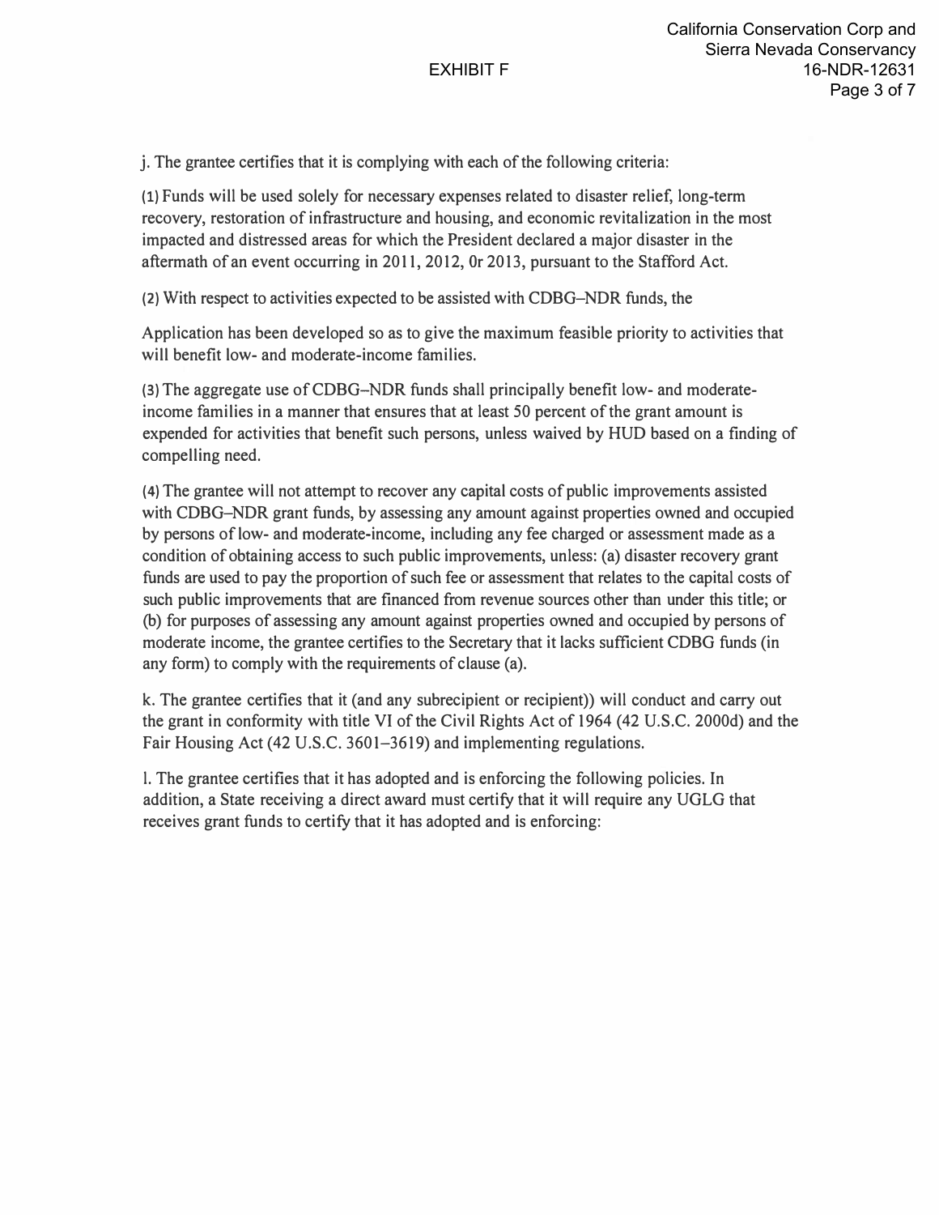j. The grantee certifies that it is complying with each of the following criteria:

(1) Funds will be used solely for necessary expenses related to disaster relief, long-term recovery, restoration of infrastructure and housing, and economic revitalization in the most impacted and distressed areas for which the President declared a major disaster in the aftermath of an event occurring in 2011, 2012, 0r 2013, pursuant to the Stafford Act.

(2) With respect to activities expected to be assisted with CDBG–NDR funds, the

Application has been developed so as to give the maximum feasible priority to activities that will benefit low- and moderate-income families.

(3) The aggregate use of CDBG–NDR funds shall principally benefit low- and moderate-income families in a manner that ensures that at least 50 percent of the grant amount is expended for activities that benefit such persons, unless waived by HUD based on a finding of compelling need.

(4) The grantee will not attempt to recover any capital costs of public improvements assisted with CDBG–NDR grant funds, by assessing any amount against properties owned and occupied by persons of low- and moderate-income, including any fee charged or assessment made as a condition of obtaining access to such public improvements, unless: (a) disaster recovery grant funds are used to pay the proportion of such fee or assessment that relates to the capital costs of such public improvements that are financed from revenue sources other than under this title; or (b) for purposes of assessing any amount against properties owned and occupied by persons of moderate income, the grantee certifies to the Secretary that it lacks sufficient CDBG funds (in any form) to comply with the requirements of clause (a).

k. The grantee certifies that it (and any subrecipient or recipient)) will conduct and carry out the grant in conformity with title VI of the Civil Rights Act of 1964 (42 U.S.C. 2000d) and the Fair Housing Act (42 U.S.C. 3601–3619) and implementing regulations.

l. The grantee certifies that it has adopted and is enforcing the following policies. In addition, a State receiving a direct award must certify that it will require any UGLG that receives grant funds to certify that it has adopted and is enforcing: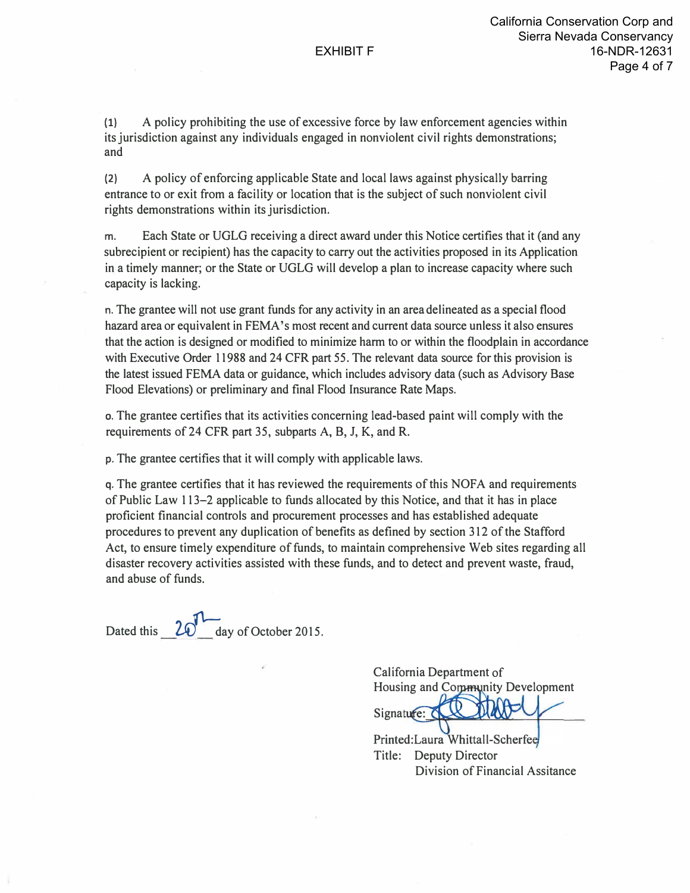EXHIBIT F

(1) A policy prohibiting the use of excessive force by law enforcement agencies within its jurisdiction against any individuals engaged in nonviolent civil rights demonstrations; and

(2) A policy of enforcing applicable State and local laws against physically barring entrance to or exit from a facility or location that is the subject of such nonviolent civil rights demonstrations within its jurisdiction.

m. Each State or UGLG receiving a direct award under this Notice certifies that it (and any subrecipient or recipient) has the capacity to carry out the activities proposed in its Application in a timely manner; or the State or UGLG will develop a plan to increase capacity where such capacity is lacking.

n. The grantee will not use grant funds for any activity in an area delineated as a special flood hazard area or equivalent in FEMA's most recent and current data source unless it also ensures that the action is designed or modified to minimize harm to or within the floodplain in accordance with Executive Order 11988 and 24 CFR part 55. The relevant data source for this provision is the latest issued FEMA data or guidance, which includes advisory data (such as Advisory Base Flood Elevations) or preliminary and final Flood Insurance Rate Maps.

o. The grantee certifies that its activities concerning lead-based paint will comply with the requirements of 24 CFR part 35, subparts A, B, J, K, and R.

p. The grantee certifies that it will comply with applicable laws.

q. The grantee certifies that it has reviewed the requirements of this NOFA and requirements of Public Law 113–2 applicable to funds allocated by this Notice, and that it has in place proficient financial controls and procurement processes and has established adequate procedures to prevent any duplication of benefits as defined by section 312 of the Stafford Act, to ensure timely expenditure of funds, to maintain comprehensive Web sites regarding all disaster recovery activities assisted with these funds, and to detect and prevent waste, fraud, and abuse of funds.

Dated this 20th day of October 2015.

California Department of Housing and Community Development

Signature:

Printed: Laura Whittall-Scherfee

Title: Deputy Director
Division of Financial Assitance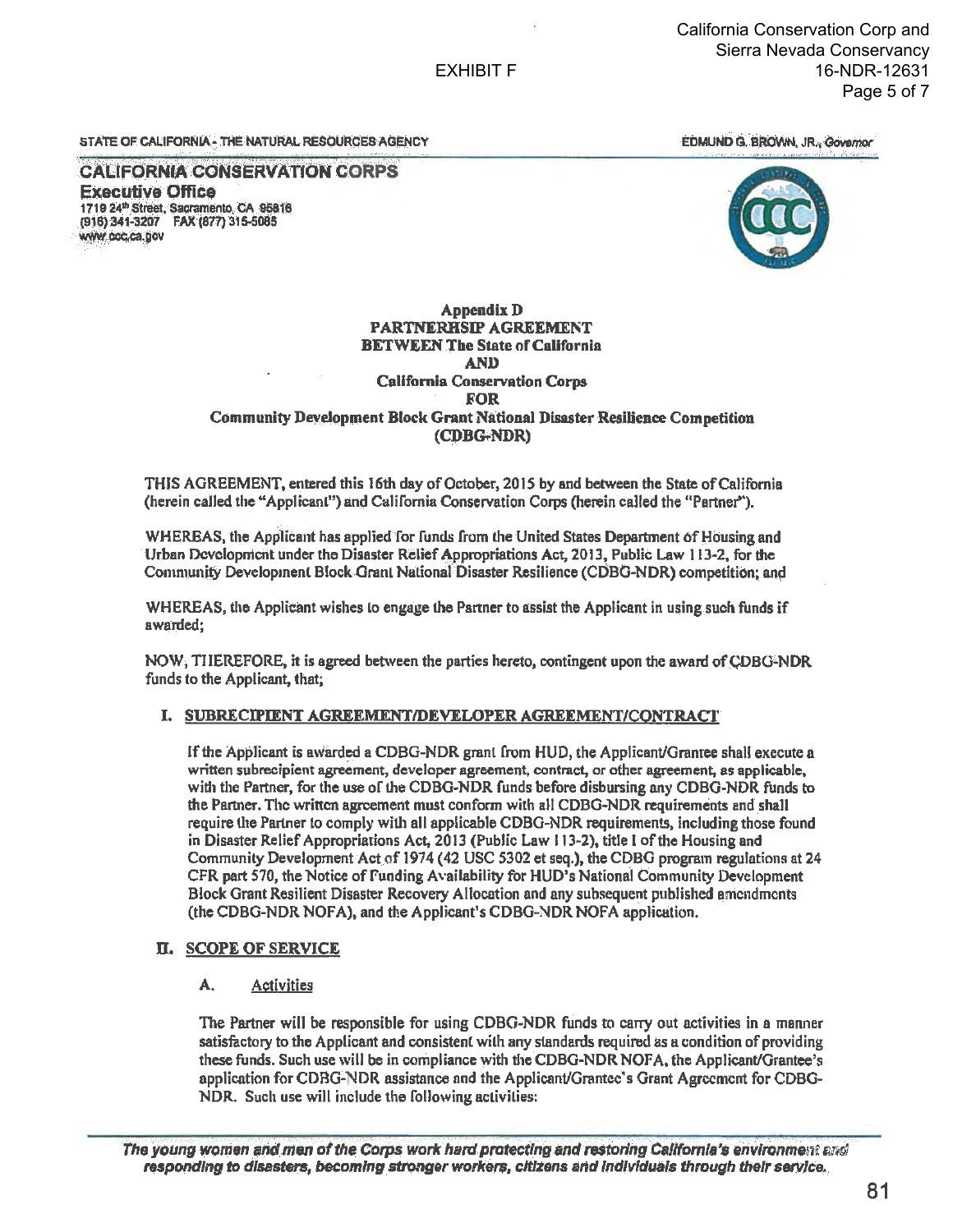STATE OF CALIFORNIA - THE NATURAL RESOURCES AGENCY

EDMUND G. BROWN, JR., Governor

**CALIFORNIA CONSERVATION CORPS**
**Executive Office**
1719 24th Street, Sacramento, CA 95816
(916) 341-3207 FAX (877) 315-5085
www.ccc.ca.gov

**Appendix D**
**PARTNERHSIP AGREEMENT**
**BETWEEN The State of California**
**AND**
**California Conservation Corps**
**FOR**
**Community Development Block Grant National Disaster Resilience Competition (CDBG-NDR)**

THIS AGREEMENT, entered this 16th day of October, 2015 by and between the State of California (herein called the "Applicant") and California Conservation Corps (herein called the "Partner").

WHEREAS, the Applicant has applied for funds from the United States Department of Housing and Urban Development under the Disaster Relief Appropriations Act, 2013, Public Law 113-2, for the Community Development Block Grant National Disaster Resilience (CDBG-NDR) competition; and

WHEREAS, the Applicant wishes to engage the Partner to assist the Applicant in using such funds if awarded;

NOW, THEREFORE, it is agreed between the parties hereto, contingent upon the award of CDBG-NDR funds to the Applicant, that;

## I. SUBRECIPIENT AGREEMENT/DEVELOPER AGREEMENT/CONTRACT

If the Applicant is awarded a CDBG-NDR grant from HUD, the Applicant/Grantee shall execute a written subrecipient agreement, developer agreement, contract, or other agreement, as applicable, with the Partner, for the use of the CDBG-NDR funds before disbursing any CDBG-NDR funds to the Partner. The written agreement must conform with all CDBG-NDR requirements and shall require the Partner to comply with all applicable CDBG-NDR requirements, including those found in Disaster Relief Appropriations Act, 2013 (Public Law 113-2), title I of the Housing and Community Development Act of 1974 (42 USC 5302 et seq.), the CDBG program regulations at 24 CFR part 570, the Notice of Funding Availability for HUD's National Community Development Block Grant Resilient Disaster Recovery Allocation and any subsequent published amendments (the CDBG-NDR NOFA), and the Applicant's CDBG-NDR NOFA application.

## II. SCOPE OF SERVICE

### A. Activities

The Partner will be responsible for using CDBG-NDR funds to carry out activities in a manner satisfactory to the Applicant and consistent with any standards required as a condition of providing these funds. Such use will be in compliance with the CDBG-NDR NOFA, the Applicant/Grantee's application for CDBG-NDR assistance and the Applicant/Grantee's Grant Agreement for CDBG-NDR. Such use will include the following activities:

***The young women and men of the Corps work hard protecting and restoring California's environment and responding to disasters, becoming stronger workers, citizens and individuals through their service.***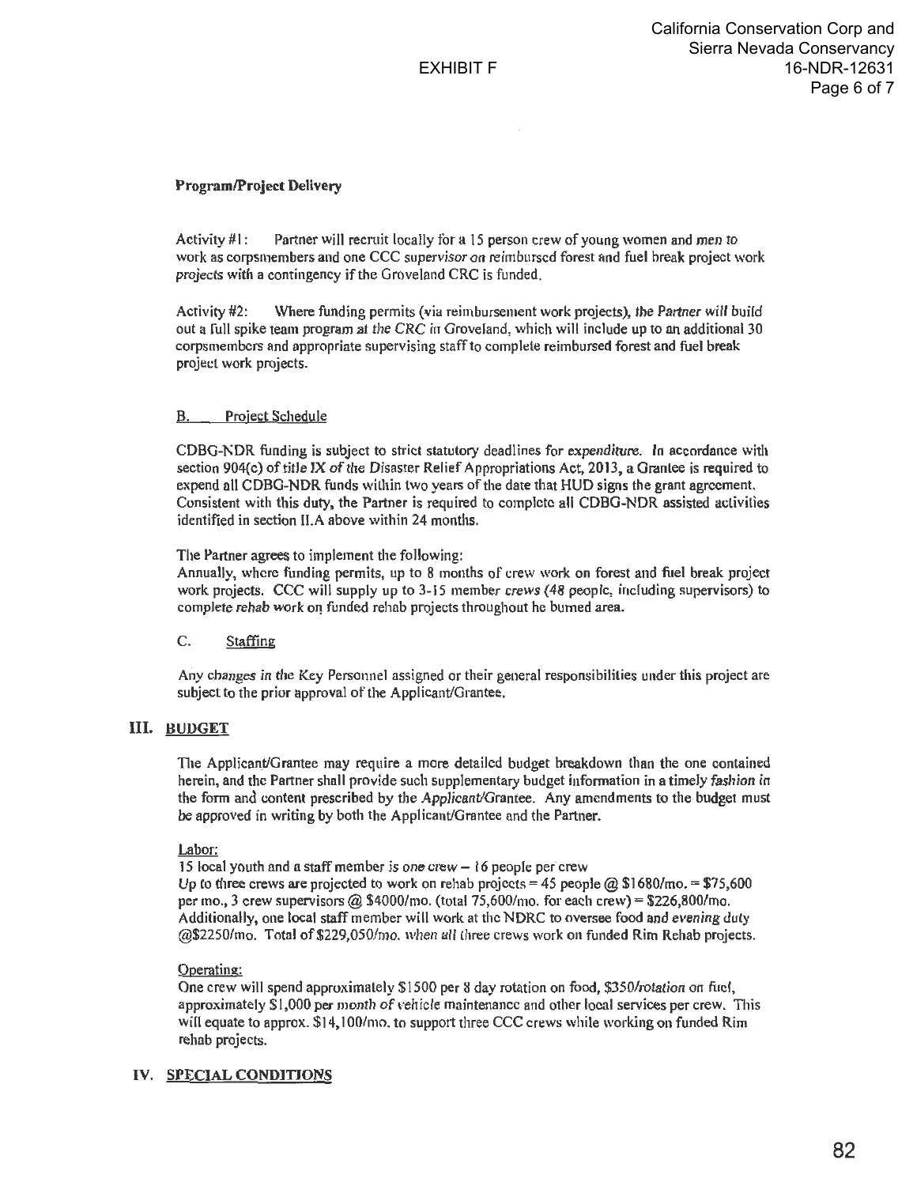**Program/Project Delivery**

Activity #1: Partner will recruit locally for a 15 person crew of young women and men to work as corpsmembers and one CCC supervisor on reimbursed forest and fuel break project work projects with a contingency if the Groveland CRC is funded.

Activity #2: Where funding permits (via reimbursement work projects), the Partner will build out a full spike team program at the CRC in Groveland, which will include up to an additional 30 corpsmembers and appropriate supervising staff to complete reimbursed forest and fuel break project work projects.

B. Project Schedule

CDBG-NDR funding is subject to strict statutory deadlines for expenditure. In accordance with section 904(c) of title IX of the Disaster Relief Appropriations Act, 2013, a Grantee is required to expend all CDBG-NDR funds within two years of the date that HUD signs the grant agreement. Consistent with this duty, the Partner is required to complete all CDBG-NDR assisted activities identified in section II.A above within 24 months.

The Partner agrees to implement the following:
Annually, where funding permits, up to 8 months of crew work on forest and fuel break project work projects. CCC will supply up to 3-15 member crews (48 people, including supervisors) to complete rehab work on funded rehab projects throughout he burned area.

C. Staffing

Any changes in the Key Personnel assigned or their general responsibilities under this project are subject to the prior approval of the Applicant/Grantee.

## III. BUDGET

The Applicant/Grantee may require a more detailed budget breakdown than the one contained herein, and the Partner shall provide such supplementary budget information in a timely fashion in the form and content prescribed by the Applicant/Grantee. Any amendments to the budget must be approved in writing by both the Applicant/Grantee and the Partner.

Labor:

15 local youth and a staff member is one crew – 16 people per crew
Up to three crews are projected to work on rehab projects = 45 people @ $1680/mo. = $75,600 per mo., 3 crew supervisors @ $4000/mo. (total 75,600/mo. for each crew) = $226,800/mo. Additionally, one local staff member will work at the NDRC to oversee food and evening duty @$2250/mo. Total of $229,050/mo. when all three crews work on funded Rim Rehab projects.

Operating:

One crew will spend approximately $1500 per 8 day rotation on food, $350/rotation on fuel, approximately $1,000 per month of vehicle maintenance and other local services per crew. This will equate to approx. $14,100/mo. to support three CCC crews while working on funded Rim rehab projects.

## IV. SPECIAL CONDITIONS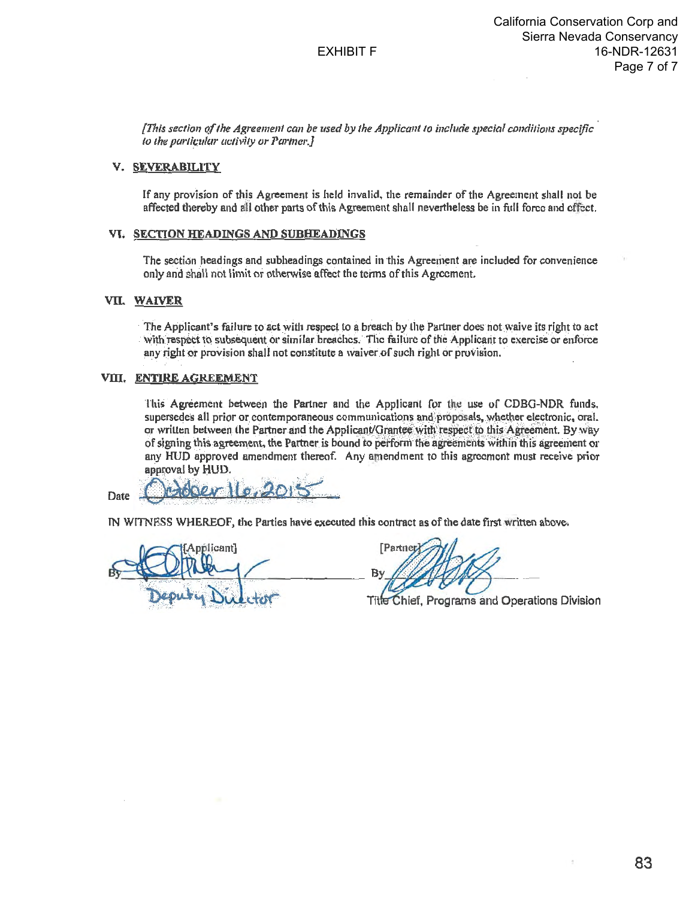EXHIBIT F

*[This section of the Agreement can be used by the Applicant to include special conditions specific to the particular activity or Partner.]*

## V. SEVERABILITY

If any provision of this Agreement is held invalid, the remainder of the Agreement shall not be affected thereby and all other parts of this Agreement shall nevertheless be in full force and effect.

## VI. SECTION HEADINGS AND SUBHEADINGS

The section headings and subheadings contained in this Agreement are included for convenience only and shall not limit or otherwise affect the terms of this Agreement.

## VII. WAIVER

The Applicant's failure to act with respect to a breach by the Partner does not waive its right to act with respect to subsequent or similar breaches. The failure of the Applicant to exercise or enforce any right or provision shall not constitute a waiver of such right or provision.

## VIII. ENTIRE AGREEMENT

This Agreement between the Partner and the Applicant for the use of CDBG-NDR funds, supersedes all prior or contemporaneous communications and proposals, whether electronic, oral, or written between the Partner and the Applicant/Grantee with respect to this Agreement. By way of signing this agreement, the Partner is bound to perform the agreements within this agreement or any HUD approved amendment thereof. Any amendment to this agreement must receive prior approval by HUD.

Date October 16, 2015

IN WITNESS WHEREOF, the Parties have executed this contract as of the date first written above.

| | |
|---|---|
| [Applicant] | [Partner] |
| By [signature] | By [signature] |
| Deputy Director | Title Chief, Programs and Operations Division |